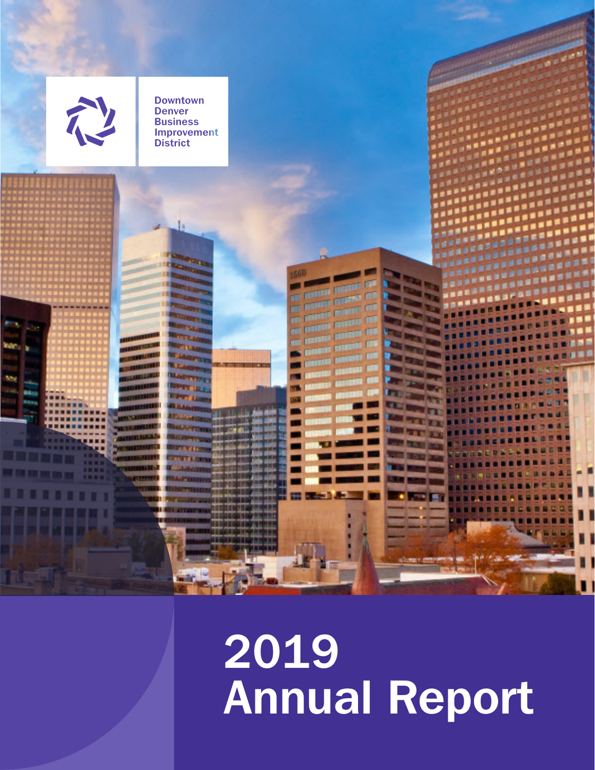Downtown Denver Business Improvement District

# 2019 Annual Report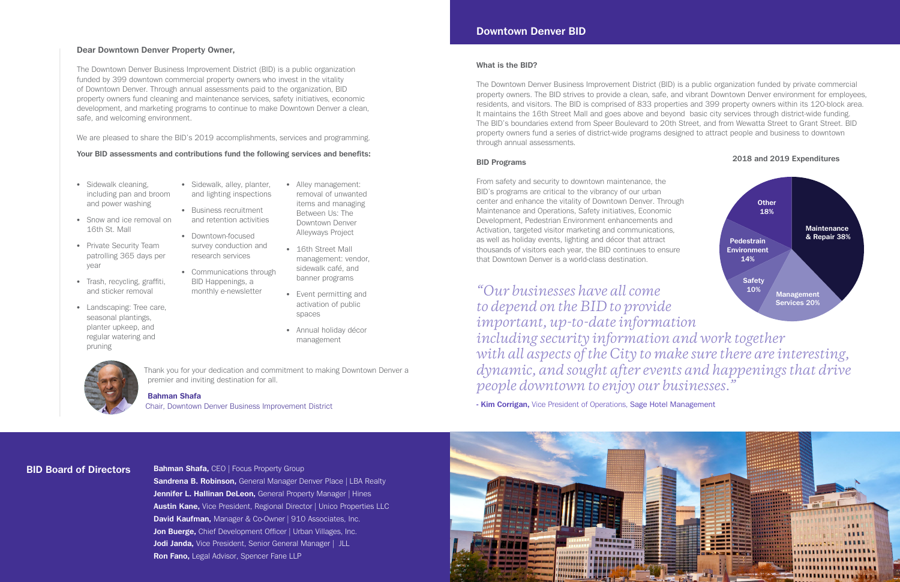**Dear Downtown Denver Property Owner,**

The Downtown Denver Business Improvement District (BID) is a public organization funded by 399 downtown commercial property owners who invest in the vitality of Downtown Denver. Through annual assessments paid to the organization, BID property owners fund cleaning and maintenance services, safety initiatives, economic development, and marketing programs to continue to make Downtown Denver a clean, safe, and welcoming environment.

We are pleased to share the BID's 2019 accomplishments, services and programming.

**Your BID assessments and contributions fund the following services and benefits:**

- Sidewalk cleaning, including pan and broom and power washing
- Snow and ice removal on 16th St. Mall
- Private Security Team patrolling 365 days per year
- Trash, recycling, graffiti, and sticker removal
- Landscaping: Tree care, seasonal plantings, planter upkeep, and regular watering and pruning
- Sidewalk, alley, planter, and lighting inspections
- Business recruitment and retention activities
- Downtown-focused survey conduction and research services
- Communications through BID Happenings, a monthly e-newsletter
- Alley management: removal of unwanted items and managing Between Us: The Downtown Denver Alleyways Project
- 16th Street Mall management: vendor, sidewalk café, and banner programs
- Event permitting and activation of public spaces
- Annual holiday décor management

Thank you for your dedication and commitment to making Downtown Denver a premier and inviting destination for all.

**Bahman Shafa**
Chair, Downtown Denver Business Improvement District

## Downtown Denver BID

### What is the BID?

The Downtown Denver Business Improvement District (BID) is a public organization funded by private commercial property owners. The BID strives to provide a clean, safe, and vibrant Downtown Denver environment for employees, residents, and visitors. The BID is comprised of 833 properties and 399 property owners within its 120-block area. It maintains the 16th Street Mall and goes above and beyond basic city services through district-wide funding. The BID's boundaries extend from Speer Boulevard to 20th Street, and from Wewatta Street to Grant Street. BID property owners fund a series of district-wide programs designed to attract people and business to downtown through annual assessments.

### BID Programs

From safety and security to downtown maintenance, the BID's programs are critical to the vibrancy of our urban center and enhance the vitality of Downtown Denver. Through Maintenance and Operations, Safety initiatives, Economic Development, Pedestrian Environment enhancements and Activation, targeted visitor marketing and communications, as well as holiday events, lighting and décor that attract thousands of visitors each year, the BID continues to ensure that Downtown Denver is a world-class destination.

**2018 and 2019 Expenditures**

Maintenance & Repair 38%
Management Services 20%
Safety 10%
Pedestrian Environment 14%
Other 18%

*"Our businesses have all come to depend on the BID to provide important, up-to-date information including security information and work together with all aspects of the City to make sure there are interesting, dynamic, and sought after events and happenings that drive people downtown to enjoy our businesses."*

\- **Kim Corrigan,** Vice President of Operations, Sage Hotel Management

## BID Board of Directors

**Bahman Shafa,** CEO | Focus Property Group
**Sandrena B. Robinson,** General Manager Denver Place | LBA Realty
**Jennifer L. Hallinan DeLeon,** General Property Manager | Hines
**Austin Kane,** Vice President, Regional Director | Unico Properties LLC
**David Kaufman,** Manager & Co-Owner | 910 Associates, Inc.
**Jon Buerge,** Chief Development Officer | Urban Villages, Inc.
**Jodi Janda,** Vice President, Senior General Manager | JLL
**Ron Fano,** Legal Advisor, Spencer Fane LLP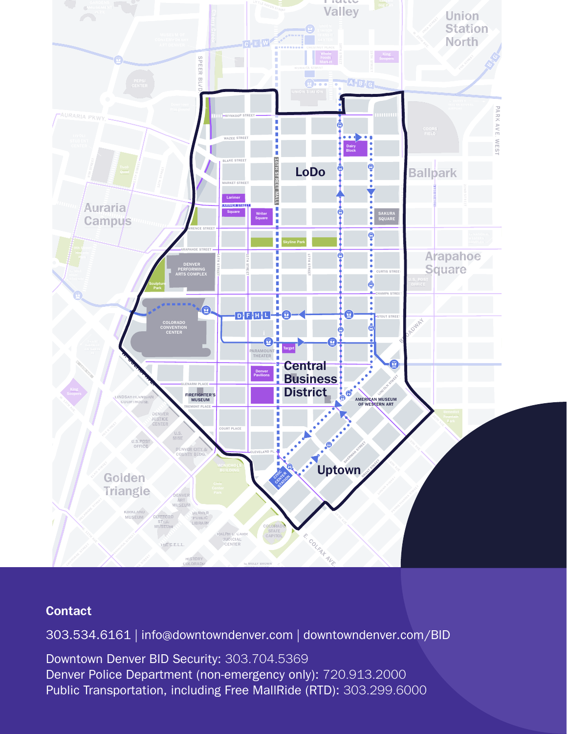## Contact

303.534.6161 | info@downtowndenver.com | downtowndenver.com/BID

Downtown Denver BID Security: 303.704.5369
Denver Police Department (non-emergency only): 720.913.2000
Public Transportation, including Free MallRide (RTD): 303.299.6000